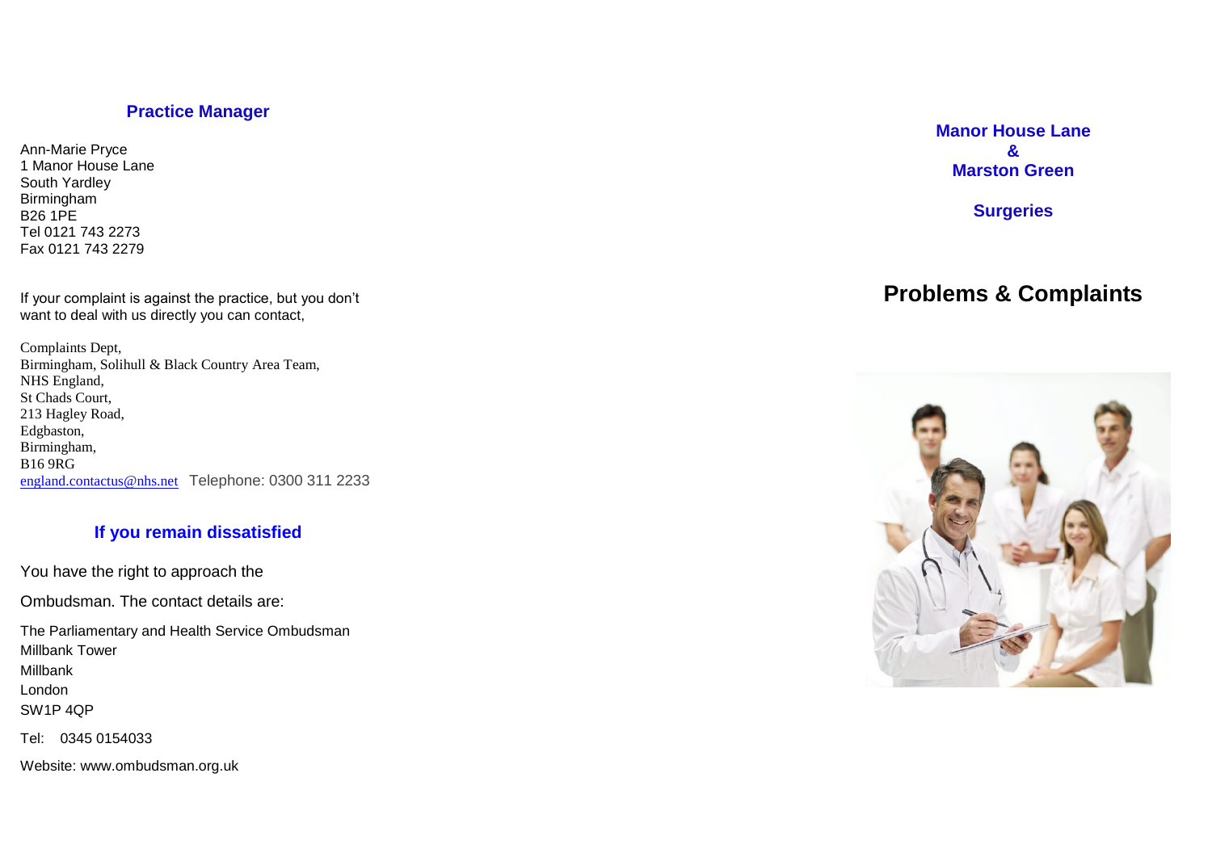## Practice Manager

Ann-Marie Pryce
1 Manor House Lane
South Yardley
Birmingham
B26 1PE
Tel 0121 743 2273
Fax 0121 743 2279

If your complaint is against the practice, but you don't want to deal with us directly you can contact,

Complaints Dept,
Birmingham, Solihull & Black Country Area Team,
NHS England,
St Chads Court,
213 Hagley Road,
Edgbaston,
Birmingham,
B16 9RG
england.contactus@nhs.net Telephone: 0300 311 2233

## If you remain dissatisfied

You have the right to approach the

Ombudsman. The contact details are:

The Parliamentary and Health Service Ombudsman
Millbank Tower
Millbank
London
SW1P 4QP

Tel: 0345 0154033

Website: www.ombudsman.org.uk

## Manor House Lane & Marston Green

## Surgeries

# Problems & Complaints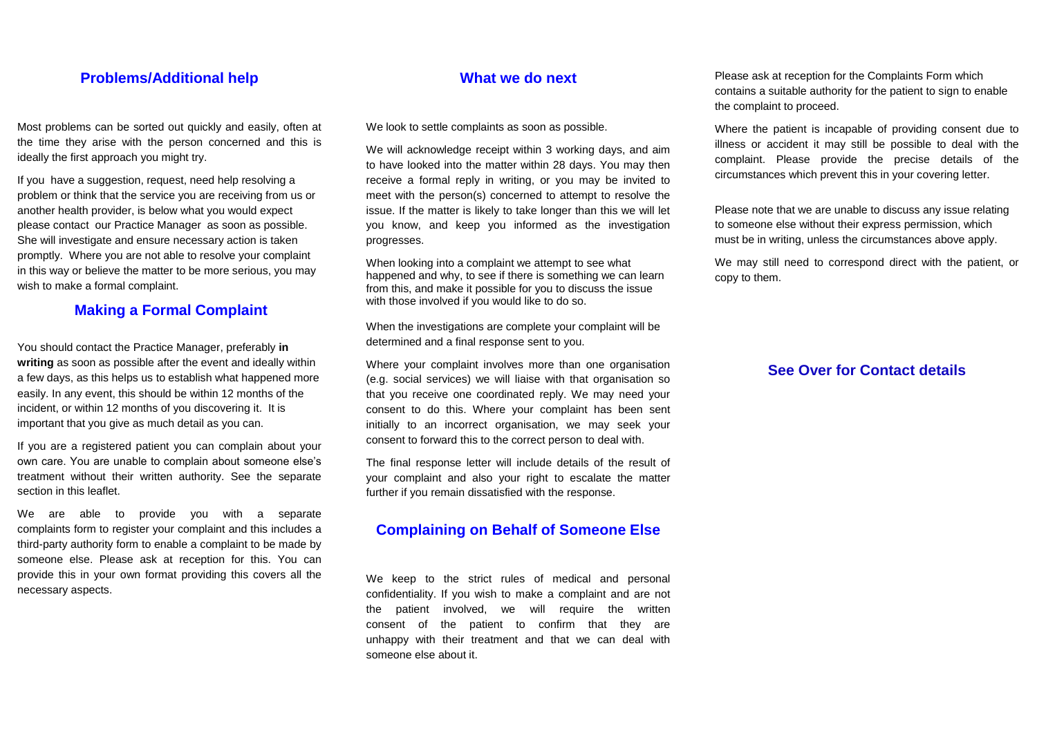## Problems/Additional help

Most problems can be sorted out quickly and easily, often at the time they arise with the person concerned and this is ideally the first approach you might try.

If you have a suggestion, request, need help resolving a problem or think that the service you are receiving from us or another health provider, is below what you would expect please contact our Practice Manager as soon as possible. She will investigate and ensure necessary action is taken promptly. Where you are not able to resolve your complaint in this way or believe the matter to be more serious, you may wish to make a formal complaint.

## Making a Formal Complaint

You should contact the Practice Manager, preferably **in writing** as soon as possible after the event and ideally within a few days, as this helps us to establish what happened more easily. In any event, this should be within 12 months of the incident, or within 12 months of you discovering it. It is important that you give as much detail as you can.

If you are a registered patient you can complain about your own care. You are unable to complain about someone else's treatment without their written authority. See the separate section in this leaflet.

We are able to provide you with a separate complaints form to register your complaint and this includes a third-party authority form to enable a complaint to be made by someone else. Please ask at reception for this. You can provide this in your own format providing this covers all the necessary aspects.

## What we do next

We look to settle complaints as soon as possible.

We will acknowledge receipt within 3 working days, and aim to have looked into the matter within 28 days. You may then receive a formal reply in writing, or you may be invited to meet with the person(s) concerned to attempt to resolve the issue. If the matter is likely to take longer than this we will let you know, and keep you informed as the investigation progresses.

When looking into a complaint we attempt to see what happened and why, to see if there is something we can learn from this, and make it possible for you to discuss the issue with those involved if you would like to do so.

When the investigations are complete your complaint will be determined and a final response sent to you.

Where your complaint involves more than one organisation (e.g. social services) we will liaise with that organisation so that you receive one coordinated reply. We may need your consent to do this. Where your complaint has been sent initially to an incorrect organisation, we may seek your consent to forward this to the correct person to deal with.

The final response letter will include details of the result of your complaint and also your right to escalate the matter further if you remain dissatisfied with the response.

## Complaining on Behalf of Someone Else

We keep to the strict rules of medical and personal confidentiality. If you wish to make a complaint and are not the patient involved, we will require the written consent of the patient to confirm that they are unhappy with their treatment and that we can deal with someone else about it.

Please ask at reception for the Complaints Form which contains a suitable authority for the patient to sign to enable the complaint to proceed.

Where the patient is incapable of providing consent due to illness or accident it may still be possible to deal with the complaint. Please provide the precise details of the circumstances which prevent this in your covering letter.

Please note that we are unable to discuss any issue relating to someone else without their express permission, which must be in writing, unless the circumstances above apply.

We may still need to correspond direct with the patient, or copy to them.

## See Over for Contact details